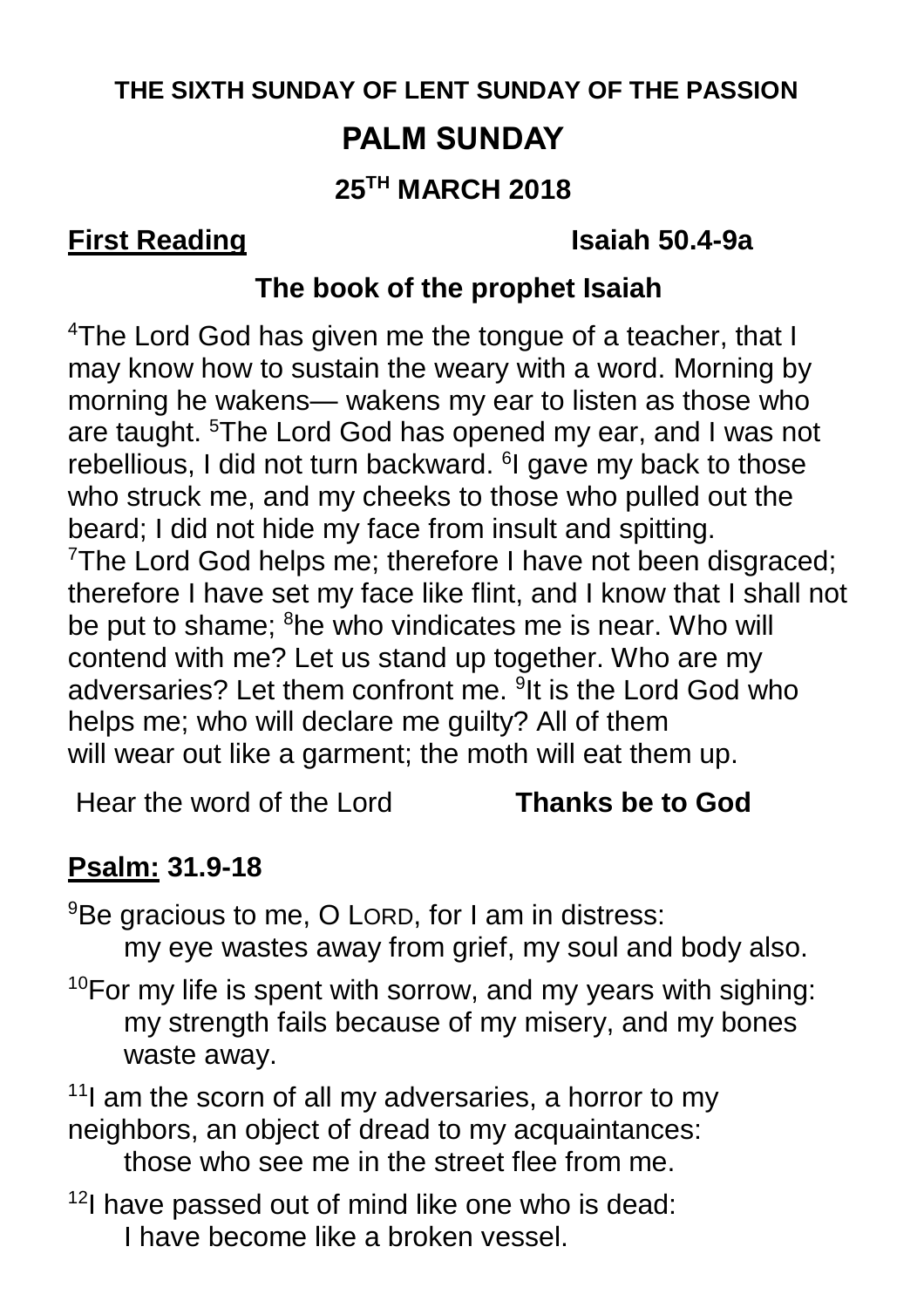**THE SIXTH SUNDAY OF LENT SUNDAY OF THE PASSION**

# PALM SUNDAY

## 25TH MARCH 2018

**First Reading** **Isaiah 50.4-9a**

**The book of the prophet Isaiah**

[4]The Lord God has given me the tongue of a teacher, that I may know how to sustain the weary with a word. Morning by morning he wakens— wakens my ear to listen as those who are taught. [5]The Lord God has opened my ear, and I was not rebellious, I did not turn backward. [6]I gave my back to those who struck me, and my cheeks to those who pulled out the beard; I did not hide my face from insult and spitting. [7]The Lord God helps me; therefore I have not been disgraced; therefore I have set my face like flint, and I know that I shall not be put to shame; [8]he who vindicates me is near. Who will contend with me? Let us stand up together. Who are my adversaries? Let them confront me. [9]It is the Lord God who helps me; who will declare me guilty? All of them will wear out like a garment; the moth will eat them up.

Hear the word of the Lord **Thanks be to God**

**Psalm: 31.9-18**

[9]Be gracious to me, O LORD, for I am in distress:
my eye wastes away from grief, my soul and body also.

[10]For my life is spent with sorrow, and my years with sighing:
my strength fails because of my misery, and my bones waste away.

[11]I am the scorn of all my adversaries, a horror to my neighbors, an object of dread to my acquaintances:
those who see me in the street flee from me.

[12]I have passed out of mind like one who is dead:
I have become like a broken vessel.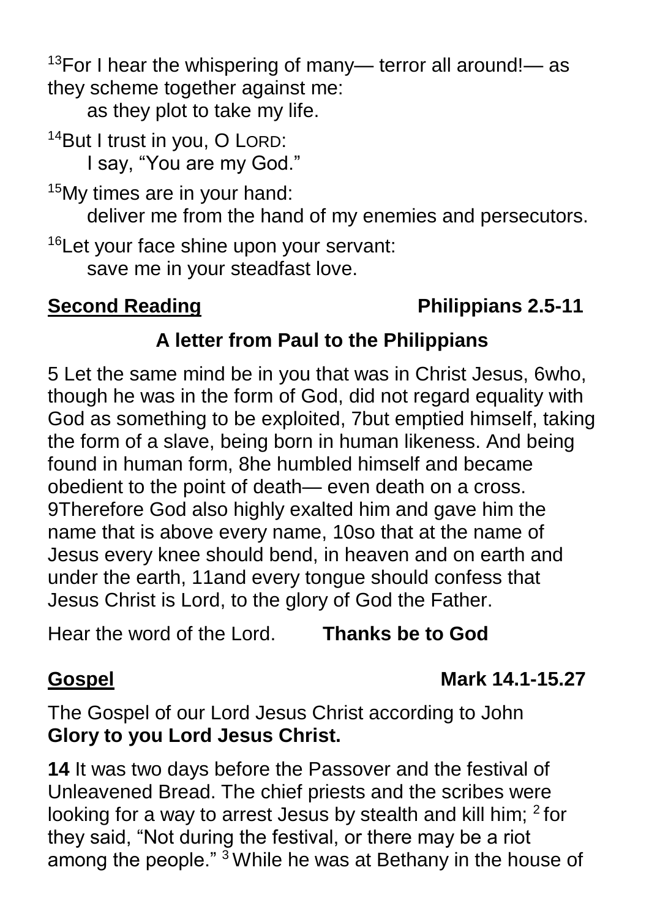[13]For I hear the whispering of many— terror all around!— as they scheme together against me:
as they plot to take my life.

[14]But I trust in you, O LORD:
I say, "You are my God."

[15]My times are in your hand:
deliver me from the hand of my enemies and persecutors.

[16]Let your face shine upon your servant:
save me in your steadfast love.

**Second Reading** **Philippians 2.5-11**

**A letter from Paul to the Philippians**

5 Let the same mind be in you that was in Christ Jesus, 6who, though he was in the form of God, did not regard equality with God as something to be exploited, 7but emptied himself, taking the form of a slave, being born in human likeness. And being found in human form, 8he humbled himself and became obedient to the point of death— even death on a cross. 9Therefore God also highly exalted him and gave him the name that is above every name, 10so that at the name of Jesus every knee should bend, in heaven and on earth and under the earth, 11and every tongue should confess that Jesus Christ is Lord, to the glory of God the Father.

Hear the word of the Lord. **Thanks be to God**

**Gospel** **Mark 14.1-15.27**

The Gospel of our Lord Jesus Christ according to John
**Glory to you Lord Jesus Christ.**

**14** It was two days before the Passover and the festival of Unleavened Bread. The chief priests and the scribes were looking for a way to arrest Jesus by stealth and kill him; [2] for they said, "Not during the festival, or there may be a riot among the people." [3] While he was at Bethany in the house of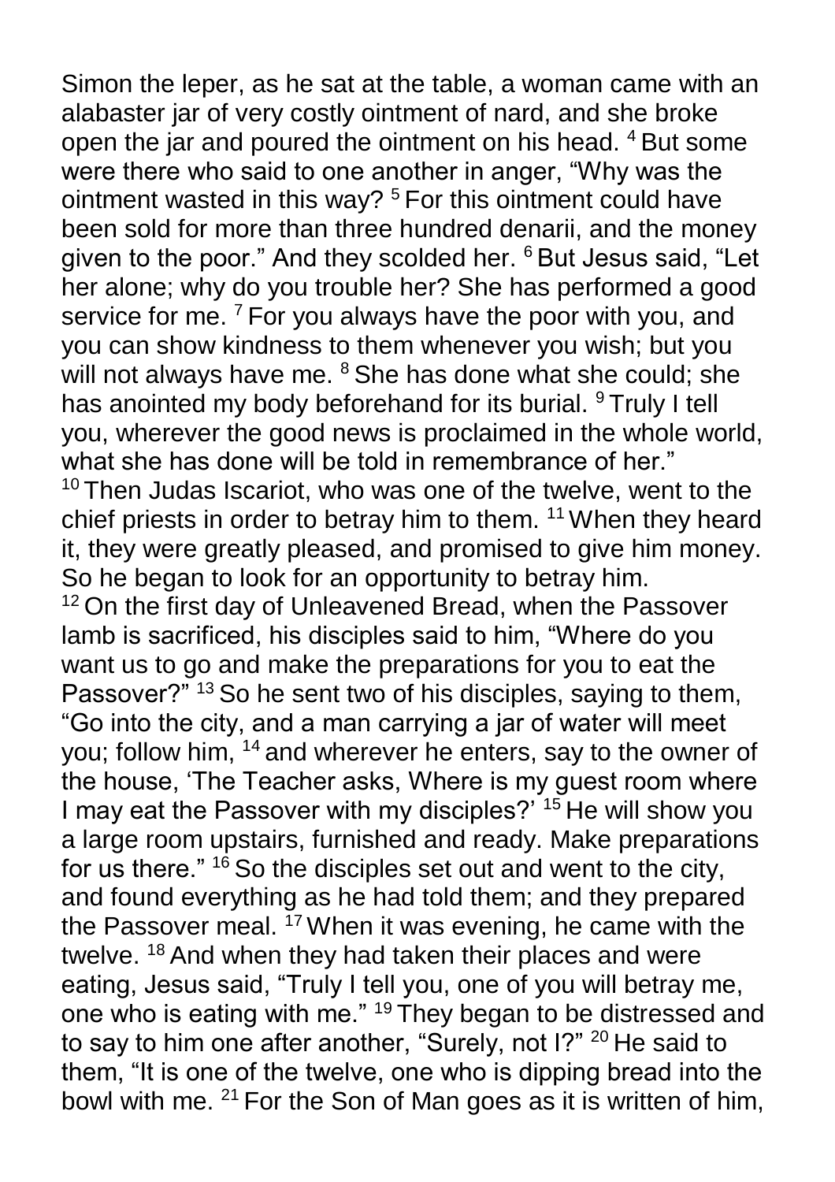Simon the leper, as he sat at the table, a woman came with an alabaster jar of very costly ointment of nard, and she broke open the jar and poured the ointment on his head. [4] But some were there who said to one another in anger, “Why was the ointment wasted in this way? [5] For this ointment could have been sold for more than three hundred denarii, and the money given to the poor.” And they scolded her. [6] But Jesus said, “Let her alone; why do you trouble her? She has performed a good service for me. [7] For you always have the poor with you, and you can show kindness to them whenever you wish; but you will not always have me. [8] She has done what she could; she has anointed my body beforehand for its burial. [9] Truly I tell you, wherever the good news is proclaimed in the whole world, what she has done will be told in remembrance of her.”

[10] Then Judas Iscariot, who was one of the twelve, went to the chief priests in order to betray him to them. [11] When they heard it, they were greatly pleased, and promised to give him money. So he began to look for an opportunity to betray him.

[12] On the first day of Unleavened Bread, when the Passover lamb is sacrificed, his disciples said to him, “Where do you want us to go and make the preparations for you to eat the Passover?” [13] So he sent two of his disciples, saying to them, “Go into the city, and a man carrying a jar of water will meet you; follow him, [14] and wherever he enters, say to the owner of the house, ‘The Teacher asks, Where is my guest room where I may eat the Passover with my disciples?’ [15] He will show you a large room upstairs, furnished and ready. Make preparations for us there.” [16] So the disciples set out and went to the city, and found everything as he had told them; and they prepared the Passover meal. [17] When it was evening, he came with the twelve. [18] And when they had taken their places and were eating, Jesus said, “Truly I tell you, one of you will betray me, one who is eating with me.” [19] They began to be distressed and to say to him one after another, “Surely, not I?” [20] He said to them, “It is one of the twelve, one who is dipping bread into the bowl with me. [21] For the Son of Man goes as it is written of him,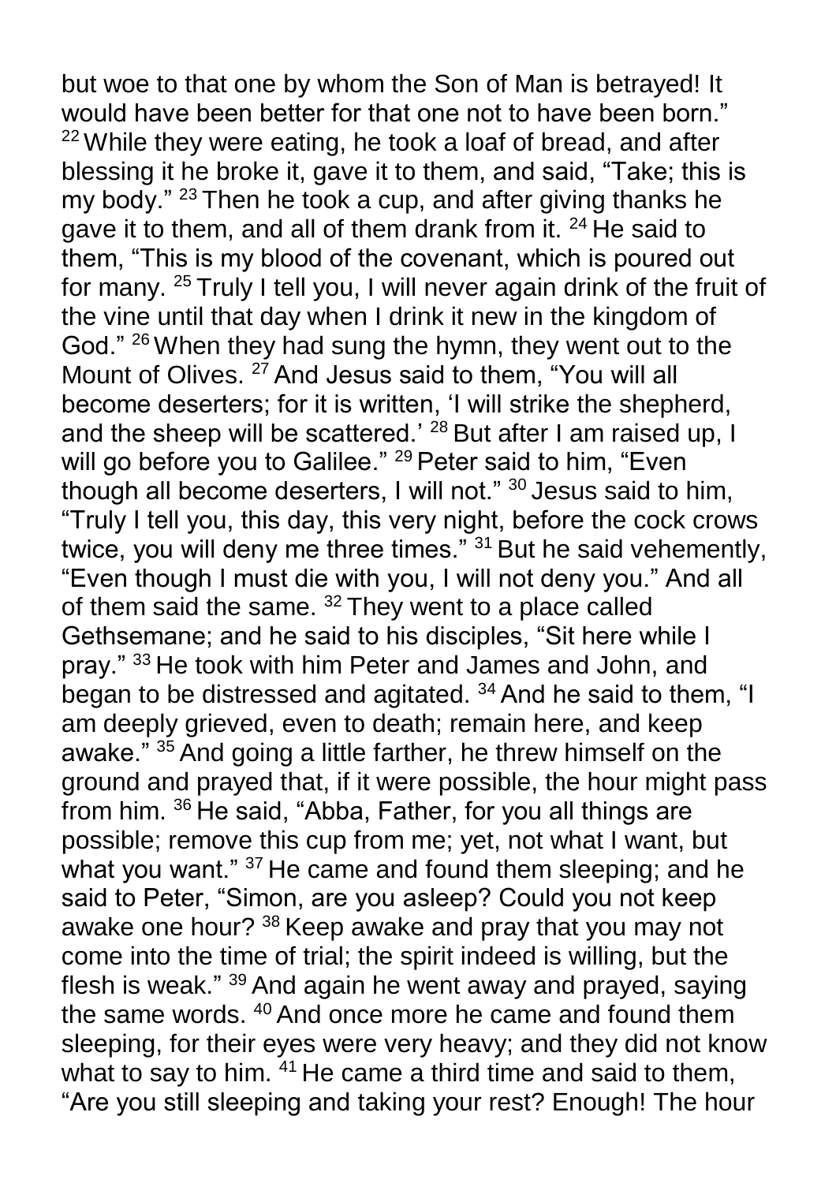but woe to that one by whom the Son of Man is betrayed! It would have been better for that one not to have been born." [22] While they were eating, he took a loaf of bread, and after blessing it he broke it, gave it to them, and said, "Take; this is my body." [23] Then he took a cup, and after giving thanks he gave it to them, and all of them drank from it. [24] He said to them, "This is my blood of the covenant, which is poured out for many. [25] Truly I tell you, I will never again drink of the fruit of the vine until that day when I drink it new in the kingdom of God." [26] When they had sung the hymn, they went out to the Mount of Olives. [27] And Jesus said to them, "You will all become deserters; for it is written, 'I will strike the shepherd, and the sheep will be scattered.' [28] But after I am raised up, I will go before you to Galilee." [29] Peter said to him, "Even though all become deserters, I will not." [30] Jesus said to him, "Truly I tell you, this day, this very night, before the cock crows twice, you will deny me three times." [31] But he said vehemently, "Even though I must die with you, I will not deny you." And all of them said the same. [32] They went to a place called Gethsemane; and he said to his disciples, "Sit here while I pray." [33] He took with him Peter and James and John, and began to be distressed and agitated. [34] And he said to them, "I am deeply grieved, even to death; remain here, and keep awake." [35] And going a little farther, he threw himself on the ground and prayed that, if it were possible, the hour might pass from him. [36] He said, "Abba, Father, for you all things are possible; remove this cup from me; yet, not what I want, but what you want." [37] He came and found them sleeping; and he said to Peter, "Simon, are you asleep? Could you not keep awake one hour? [38] Keep awake and pray that you may not come into the time of trial; the spirit indeed is willing, but the flesh is weak." [39] And again he went away and prayed, saying the same words. [40] And once more he came and found them sleeping, for their eyes were very heavy; and they did not know what to say to him. [41] He came a third time and said to them, "Are you still sleeping and taking your rest? Enough! The hour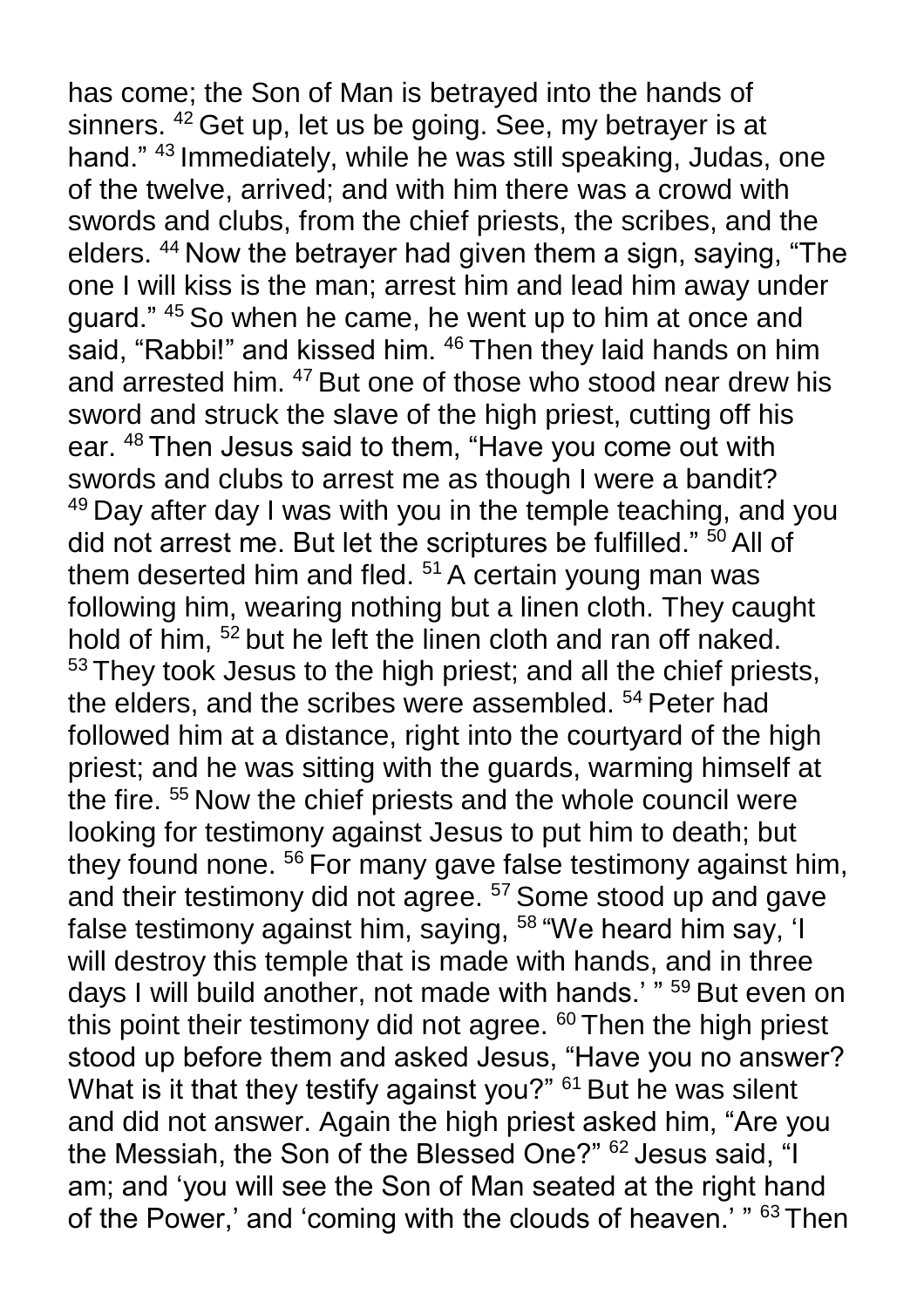has come; the Son of Man is betrayed into the hands of sinners. [42] Get up, let us be going. See, my betrayer is at hand." [43] Immediately, while he was still speaking, Judas, one of the twelve, arrived; and with him there was a crowd with swords and clubs, from the chief priests, the scribes, and the elders. [44] Now the betrayer had given them a sign, saying, "The one I will kiss is the man; arrest him and lead him away under guard." [45] So when he came, he went up to him at once and said, "Rabbi!" and kissed him. [46] Then they laid hands on him and arrested him. [47] But one of those who stood near drew his sword and struck the slave of the high priest, cutting off his ear. [48] Then Jesus said to them, "Have you come out with swords and clubs to arrest me as though I were a bandit? [49] Day after day I was with you in the temple teaching, and you did not arrest me. But let the scriptures be fulfilled." [50] All of them deserted him and fled. [51] A certain young man was following him, wearing nothing but a linen cloth. They caught hold of him, [52] but he left the linen cloth and ran off naked. [53] They took Jesus to the high priest; and all the chief priests, the elders, and the scribes were assembled. [54] Peter had followed him at a distance, right into the courtyard of the high priest; and he was sitting with the guards, warming himself at the fire. [55] Now the chief priests and the whole council were looking for testimony against Jesus to put him to death; but they found none. [56] For many gave false testimony against him, and their testimony did not agree. [57] Some stood up and gave false testimony against him, saying, [58] "We heard him say, 'I will destroy this temple that is made with hands, and in three days I will build another, not made with hands.' " [59] But even on this point their testimony did not agree. [60] Then the high priest stood up before them and asked Jesus, "Have you no answer? What is it that they testify against you?" [61] But he was silent and did not answer. Again the high priest asked him, "Are you the Messiah, the Son of the Blessed One?" [62] Jesus said, "I am; and 'you will see the Son of Man seated at the right hand of the Power,' and 'coming with the clouds of heaven.' " [63] Then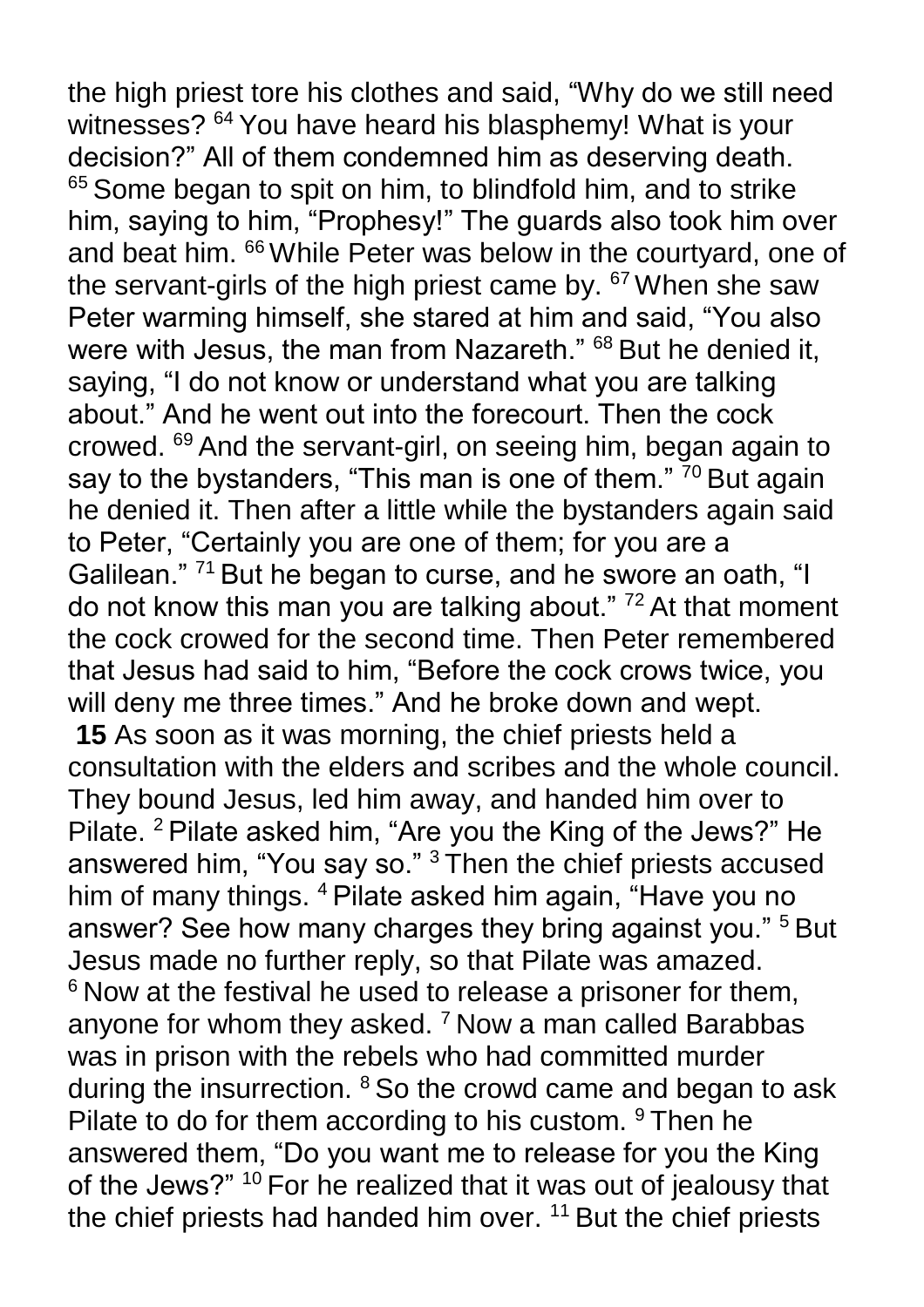the high priest tore his clothes and said, "Why do we still need witnesses? [64] You have heard his blasphemy! What is your decision?" All of them condemned him as deserving death. [65] Some began to spit on him, to blindfold him, and to strike him, saying to him, "Prophesy!" The guards also took him over and beat him. [66] While Peter was below in the courtyard, one of the servant-girls of the high priest came by. [67] When she saw Peter warming himself, she stared at him and said, "You also were with Jesus, the man from Nazareth." [68] But he denied it, saying, "I do not know or understand what you are talking about." And he went out into the forecourt. Then the cock crowed. [69] And the servant-girl, on seeing him, began again to say to the bystanders, "This man is one of them." [70] But again he denied it. Then after a little while the bystanders again said to Peter, "Certainly you are one of them; for you are a Galilean." [71] But he began to curse, and he swore an oath, "I do not know this man you are talking about." [72] At that moment the cock crowed for the second time. Then Peter remembered that Jesus had said to him, "Before the cock crows twice, you will deny me three times." And he broke down and wept.

**15** As soon as it was morning, the chief priests held a consultation with the elders and scribes and the whole council. They bound Jesus, led him away, and handed him over to Pilate. [2] Pilate asked him, "Are you the King of the Jews?" He answered him, "You say so." [3] Then the chief priests accused him of many things. [4] Pilate asked him again, "Have you no answer? See how many charges they bring against you." [5] But Jesus made no further reply, so that Pilate was amazed. [6] Now at the festival he used to release a prisoner for them, anyone for whom they asked. [7] Now a man called Barabbas was in prison with the rebels who had committed murder during the insurrection. [8] So the crowd came and began to ask Pilate to do for them according to his custom. [9] Then he answered them, "Do you want me to release for you the King of the Jews?" [10] For he realized that it was out of jealousy that the chief priests had handed him over. [11] But the chief priests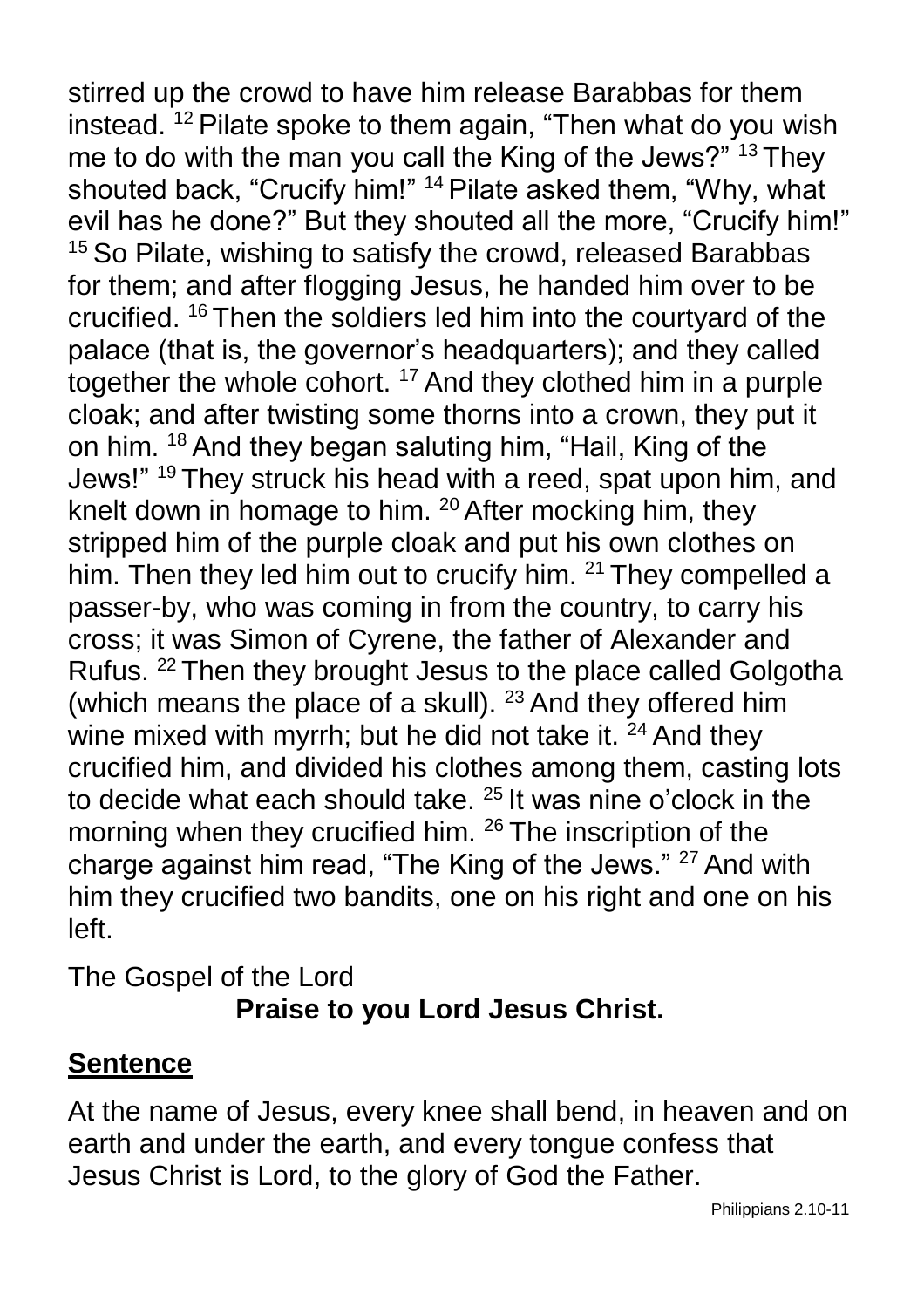stirred up the crowd to have him release Barabbas for them instead. [12] Pilate spoke to them again, "Then what do you wish me to do with the man you call the King of the Jews?" [13] They shouted back, "Crucify him!" [14] Pilate asked them, "Why, what evil has he done?" But they shouted all the more, "Crucify him!" [15] So Pilate, wishing to satisfy the crowd, released Barabbas for them; and after flogging Jesus, he handed him over to be crucified. [16] Then the soldiers led him into the courtyard of the palace (that is, the governor's headquarters); and they called together the whole cohort. [17] And they clothed him in a purple cloak; and after twisting some thorns into a crown, they put it on him. [18] And they began saluting him, "Hail, King of the Jews!" [19] They struck his head with a reed, spat upon him, and knelt down in homage to him. [20] After mocking him, they stripped him of the purple cloak and put his own clothes on him. Then they led him out to crucify him. [21] They compelled a passer-by, who was coming in from the country, to carry his cross; it was Simon of Cyrene, the father of Alexander and Rufus. [22] Then they brought Jesus to the place called Golgotha (which means the place of a skull). [23] And they offered him wine mixed with myrrh; but he did not take it. [24] And they crucified him, and divided his clothes among them, casting lots to decide what each should take. [25] It was nine o'clock in the morning when they crucified him. [26] The inscription of the charge against him read, "The King of the Jews." [27] And with him they crucified two bandits, one on his right and one on his left.

The Gospel of the Lord

**Praise to you Lord Jesus Christ.**

## Sentence

At the name of Jesus, every knee shall bend, in heaven and on earth and under the earth, and every tongue confess that Jesus Christ is Lord, to the glory of God the Father.

Philippians 2.10-11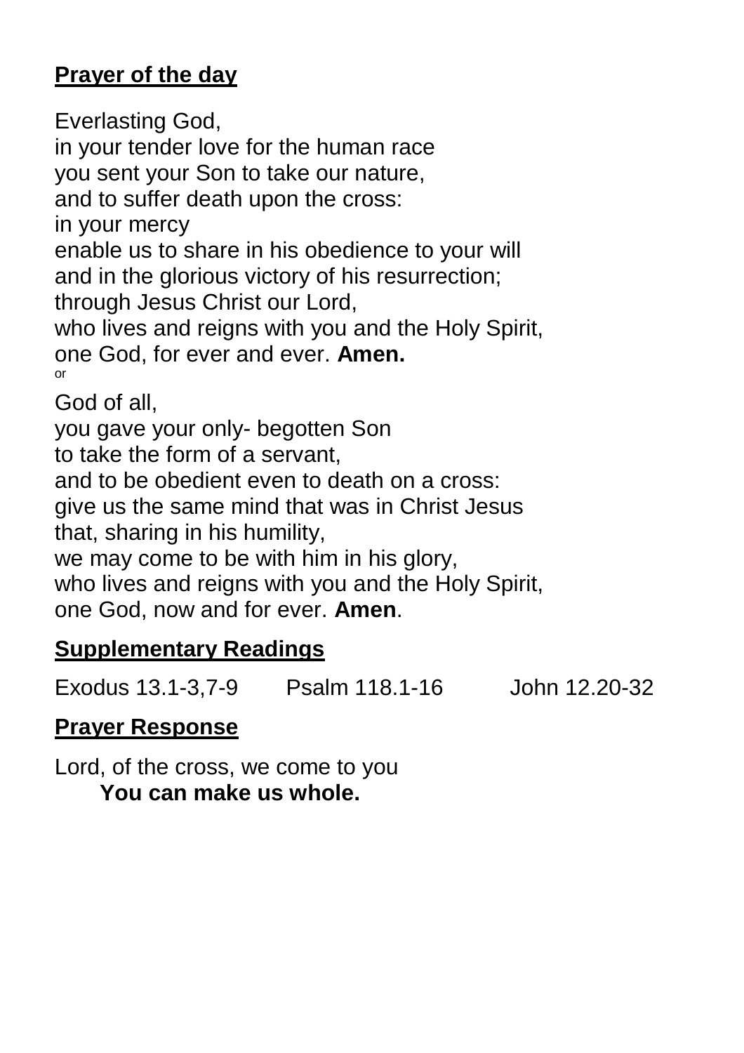## Prayer of the day

Everlasting God,
in your tender love for the human race
you sent your Son to take our nature,
and to suffer death upon the cross:
in your mercy
enable us to share in his obedience to your will
and in the glorious victory of his resurrection;
through Jesus Christ our Lord,
who lives and reigns with you and the Holy Spirit,
one God, for ever and ever. **Amen.**

or

God of all,
you gave your only- begotten Son
to take the form of a servant,
and to be obedient even to death on a cross:
give us the same mind that was in Christ Jesus
that, sharing in his humility,
we may come to be with him in his glory,
who lives and reigns with you and the Holy Spirit,
one God, now and for ever. **Amen**.

## Supplementary Readings

Exodus 13.1-3,7-9 Psalm 118.1-16 John 12.20-32

## Prayer Response

Lord, of the cross, we come to you
**You can make us whole.**